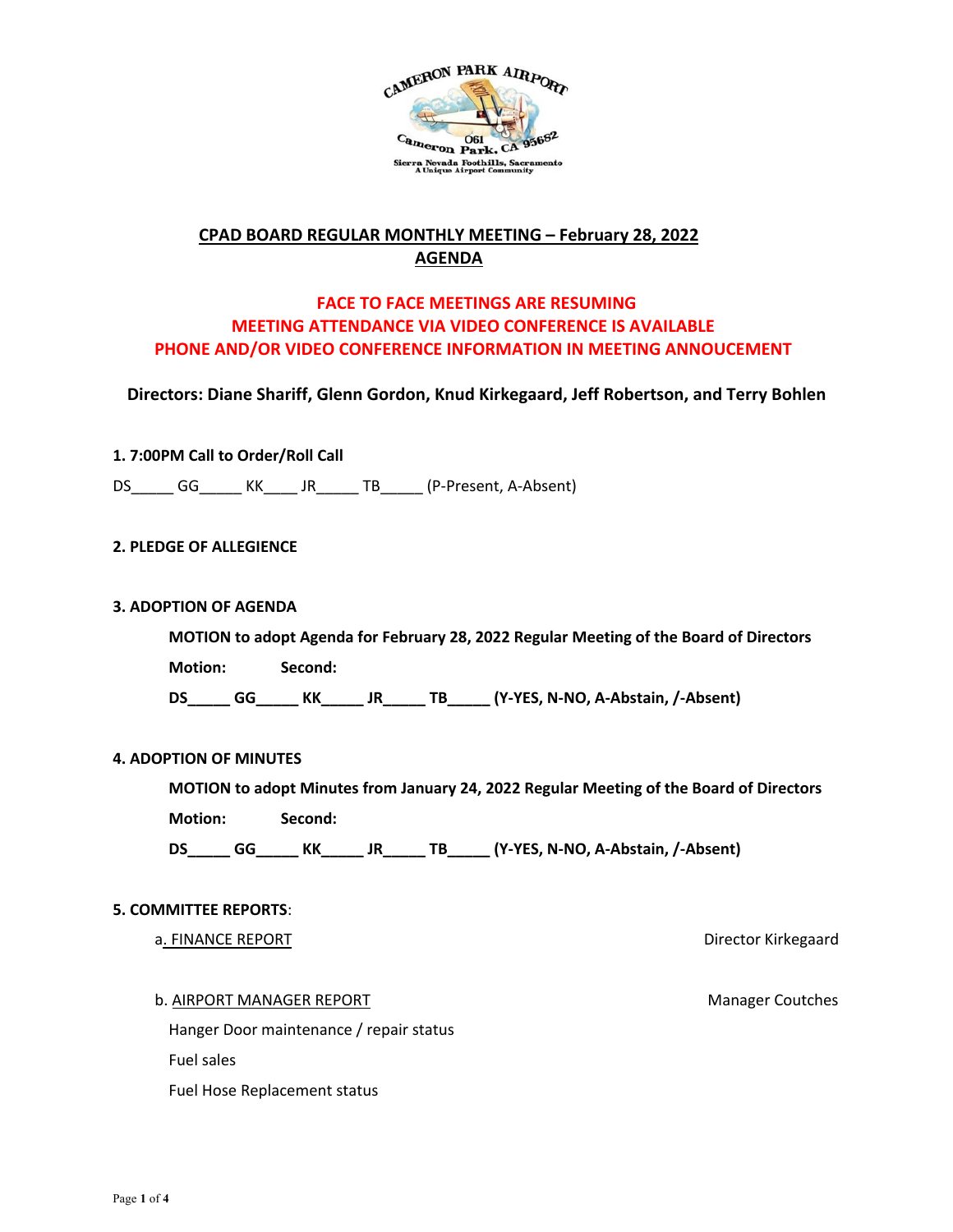CAMERON PARK AIRPORT
O61
Cameron Park, CA 95682
Sierra Nevada Foothills, Sacramento
A Unique Airport Community

## CPAD BOARD REGULAR MONTHLY MEETING – February 28, 2022
## AGENDA

**FACE TO FACE MEETINGS ARE RESUMING**
**MEETING ATTENDANCE VIA VIDEO CONFERENCE IS AVAILABLE**
**PHONE AND/OR VIDEO CONFERENCE INFORMATION IN MEETING ANNOUCEMENT**

**Directors: Diane Shariff, Glenn Gordon, Knud Kirkegaard, Jeff Robertson, and Terry Bohlen**

**1. 7:00PM Call to Order/Roll Call**

DS_____ GG_____ KK____ JR_____ TB_____ (P-Present, A-Absent)

**2. PLEDGE OF ALLEGIENCE**

**3. ADOPTION OF AGENDA**

**MOTION to adopt Agenda for February 28, 2022 Regular Meeting of the Board of Directors**

**Motion: Second:**

**DS_____ GG_____ KK_____ JR_____ TB_____ (Y-YES, N-NO, A-Abstain, /-Absent)**

**4. ADOPTION OF MINUTES**

**MOTION to adopt Minutes from January 24, 2022 Regular Meeting of the Board of Directors**

**Motion: Second:**

**DS_____ GG_____ KK_____ JR_____ TB_____ (Y-YES, N-NO, A-Abstain, /-Absent)**

**5. COMMITTEE REPORTS**:

a. FINANCE REPORT — Director Kirkegaard

b. AIRPORT MANAGER REPORT — Manager Coutches

Hanger Door maintenance / repair status

Fuel sales

Fuel Hose Replacement status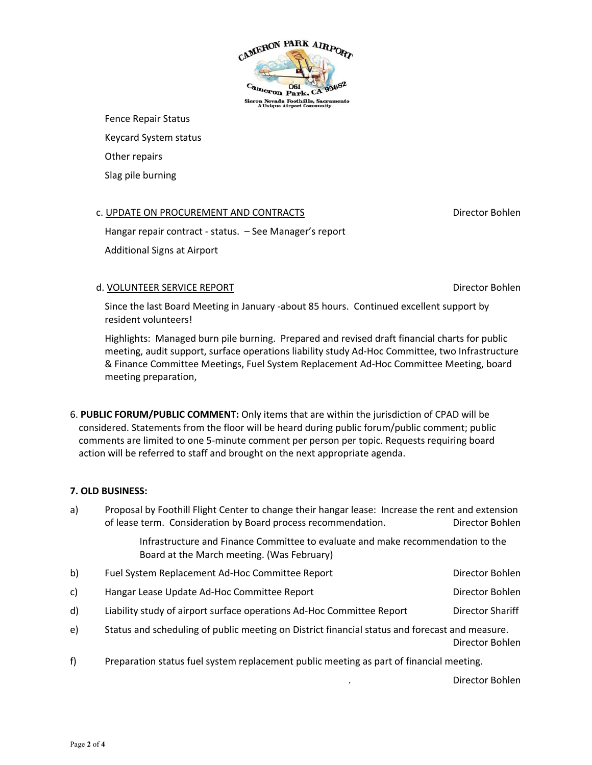Fence Repair Status

Keycard System status

Other repairs

Slag pile burning

c. UPDATE ON PROCUREMENT AND CONTRACTS — Director Bohlen

Hangar repair contract - status. – See Manager's report

Additional Signs at Airport

d. VOLUNTEER SERVICE REPORT — Director Bohlen

Since the last Board Meeting in January -about 85 hours. Continued excellent support by resident volunteers!

Highlights: Managed burn pile burning. Prepared and revised draft financial charts for public meeting, audit support, surface operations liability study Ad-Hoc Committee, two Infrastructure & Finance Committee Meetings, Fuel System Replacement Ad-Hoc Committee Meeting, board meeting preparation,

6. **PUBLIC FORUM/PUBLIC COMMENT:** Only items that are within the jurisdiction of CPAD will be considered. Statements from the floor will be heard during public forum/public comment; public comments are limited to one 5-minute comment per person per topic. Requests requiring board action will be referred to staff and brought on the next appropriate agenda.

**7. OLD BUSINESS:**

a) Proposal by Foothill Flight Center to change their hangar lease: Increase the rent and extension of lease term. Consideration by Board process recommendation. — Director Bohlen

Infrastructure and Finance Committee to evaluate and make recommendation to the Board at the March meeting. (Was February)

b) Fuel System Replacement Ad-Hoc Committee Report — Director Bohlen

c) Hangar Lease Update Ad-Hoc Committee Report — Director Bohlen

d) Liability study of airport surface operations Ad-Hoc Committee Report — Director Shariff

e) Status and scheduling of public meeting on District financial status and forecast and measure. — Director Bohlen

f) Preparation status fuel system replacement public meeting as part of financial meeting. — Director Bohlen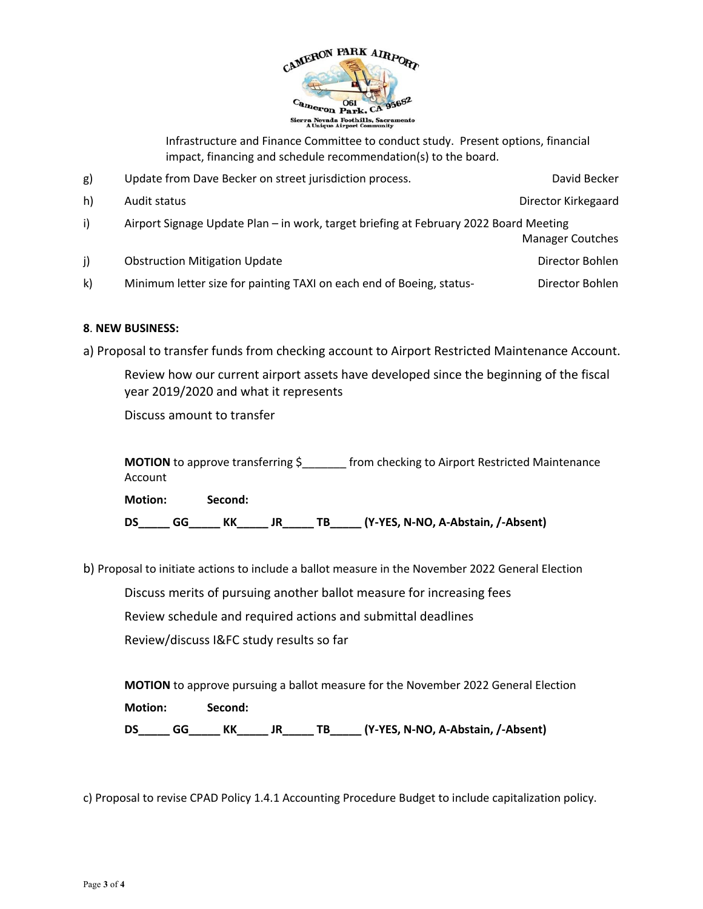Infrastructure and Finance Committee to conduct study. Present options, financial impact, financing and schedule recommendation(s) to the board.

g) Update from Dave Becker on street jurisdiction process. — David Becker

h) Audit status — Director Kirkegaard

i) Airport Signage Update Plan – in work, target briefing at February 2022 Board Meeting — Manager Coutches

j) Obstruction Mitigation Update — Director Bohlen

k) Minimum letter size for painting TAXI on each end of Boeing, status- — Director Bohlen

**8. NEW BUSINESS:**

a) Proposal to transfer funds from checking account to Airport Restricted Maintenance Account.

Review how our current airport assets have developed since the beginning of the fiscal year 2019/2020 and what it represents

Discuss amount to transfer

**MOTION** to approve transferring $_______ from checking to Airport Restricted Maintenance Account

**Motion:** **Second:**

**DS_____ GG_____ KK_____ JR_____ TB_____ (Y-YES, N-NO, A-Abstain, /-Absent)**

b) Proposal to initiate actions to include a ballot measure in the November 2022 General Election

Discuss merits of pursuing another ballot measure for increasing fees

Review schedule and required actions and submittal deadlines

Review/discuss I&FC study results so far

**MOTION** to approve pursuing a ballot measure for the November 2022 General Election

**Motion:** **Second:**

**DS_____ GG_____ KK_____ JR_____ TB_____ (Y-YES, N-NO, A-Abstain, /-Absent)**

c) Proposal to revise CPAD Policy 1.4.1 Accounting Procedure Budget to include capitalization policy.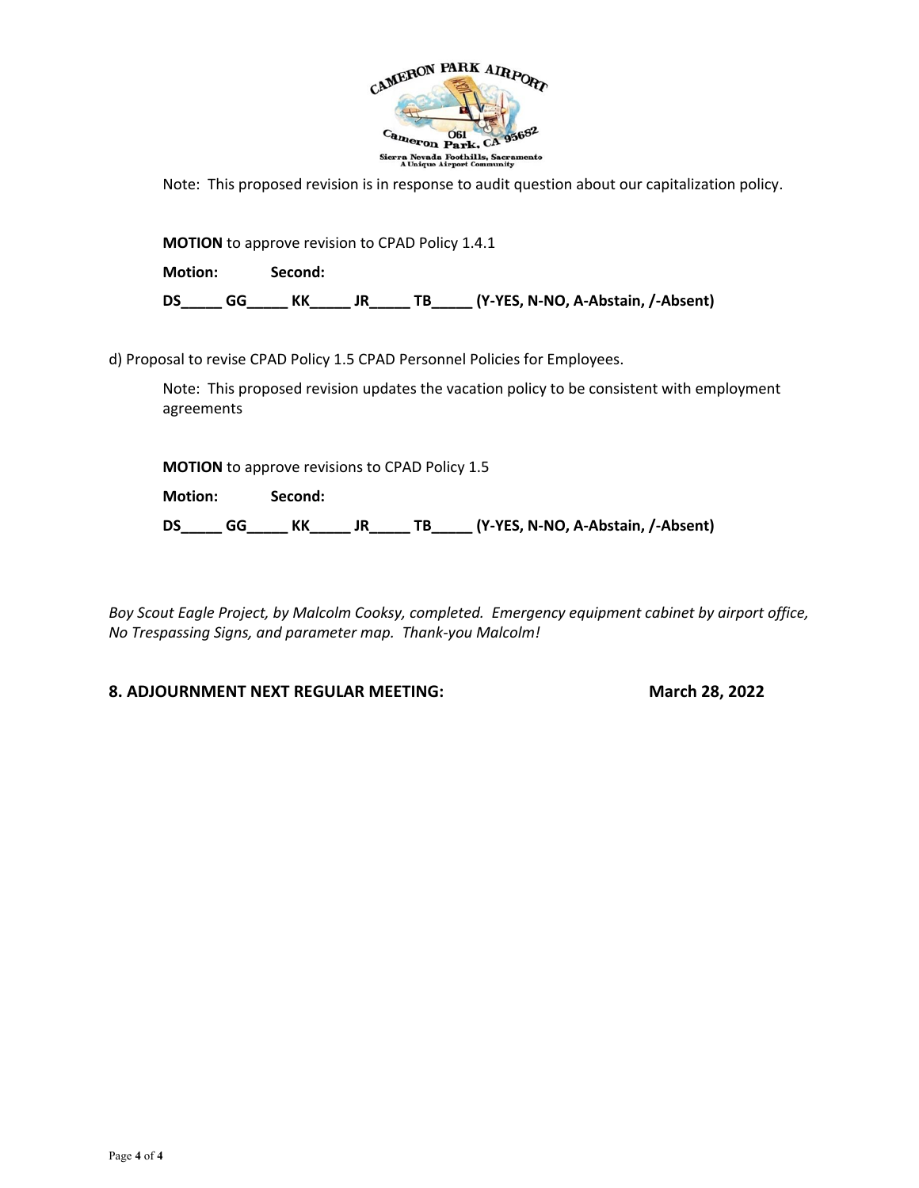Note: This proposed revision is in response to audit question about our capitalization policy.

**MOTION** to approve revision to CPAD Policy 1.4.1

**Motion:** **Second:**

**DS_____ GG_____ KK_____ JR_____ TB_____ (Y-YES, N-NO, A-Abstain, /-Absent)**

d) Proposal to revise CPAD Policy 1.5 CPAD Personnel Policies for Employees.

Note: This proposed revision updates the vacation policy to be consistent with employment agreements

**MOTION** to approve revisions to CPAD Policy 1.5

**Motion:** **Second:**

**DS_____ GG_____ KK_____ JR_____ TB_____ (Y-YES, N-NO, A-Abstain, /-Absent)**

*Boy Scout Eagle Project, by Malcolm Cooksy, completed. Emergency equipment cabinet by airport office, No Trespassing Signs, and parameter map. Thank-you Malcolm!*

**8. ADJOURNMENT NEXT REGULAR MEETING: March 28, 2022**